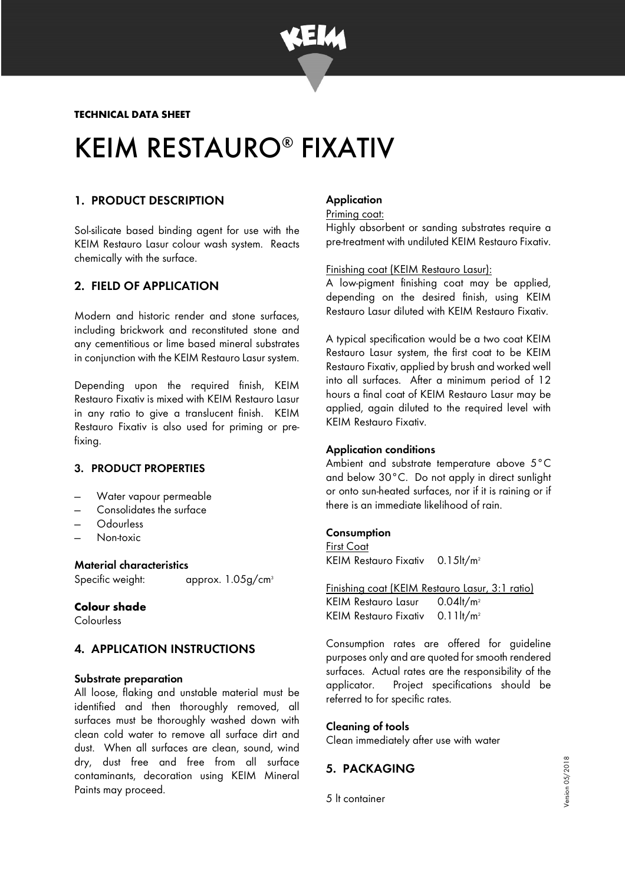**TECHNICAL DATA SHEET**

# KEIM RESTAURO® FIXATIV

## 1. PRODUCT DESCRIPTION

Sol-silicate based binding agent for use with the KEIM Restauro Lasur colour wash system. Reacts chemically with the surface.

## 2. FIELD OF APPLICATION

Modern and historic render and stone surfaces, including brickwork and reconstituted stone and any cementitious or lime based mineral substrates in conjunction with the KEIM Restauro Lasur system.

Depending upon the required finish, KEIM Restauro Fixativ is mixed with KEIM Restauro Lasur in any ratio to give a translucent finish. KEIM Restauro Fixativ is also used for priming or pre-fixing.

## 3. PRODUCT PROPERTIES

- Water vapour permeable
- Consolidates the surface
- Odourless
- Non-toxic

### Material characteristics

Specific weight: approx. 1.05g/cm³

### Colour shade

Colourless

## 4. APPLICATION INSTRUCTIONS

### Substrate preparation

All loose, flaking and unstable material must be identified and then thoroughly removed, all surfaces must be thoroughly washed down with clean cold water to remove all surface dirt and dust. When all surfaces are clean, sound, wind dry, dust free and free from all surface contaminants, decoration using KEIM Mineral Paints may proceed.

### Application

Priming coat:

Highly absorbent or sanding substrates require a pre-treatment with undiluted KEIM Restauro Fixativ.

Finishing coat (KEIM Restauro Lasur):

A low-pigment finishing coat may be applied, depending on the desired finish, using KEIM Restauro Lasur diluted with KEIM Restauro Fixativ.

A typical specification would be a two coat KEIM Restauro Lasur system, the first coat to be KEIM Restauro Fixativ, applied by brush and worked well into all surfaces. After a minimum period of 12 hours a final coat of KEIM Restauro Lasur may be applied, again diluted to the required level with KEIM Restauro Fixativ.

### Application conditions

Ambient and substrate temperature above 5°C and below 30°C. Do not apply in direct sunlight or onto sun-heated surfaces, nor if it is raining or if there is an immediate likelihood of rain.

### Consumption

First Coat

KEIM Restauro Fixativ 0.15lt/m²

Finishing coat (KEIM Restauro Lasur, 3:1 ratio)

KEIM Restauro Lasur 0.04lt/m²

KEIM Restauro Fixativ 0.11lt/m²

Consumption rates are offered for guideline purposes only and are quoted for smooth rendered surfaces. Actual rates are the responsibility of the applicator. Project specifications should be referred to for specific rates.

### Cleaning of tools

Clean immediately after use with water

## 5. PACKAGING

5 lt container

Version 05/2018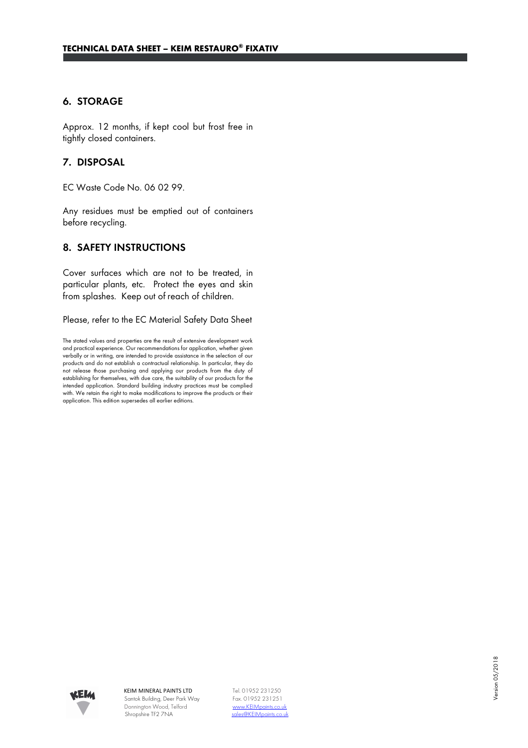## 6. STORAGE

Approx. 12 months, if kept cool but frost free in tightly closed containers.

## 7. DISPOSAL

EC Waste Code No. 06 02 99.

Any residues must be emptied out of containers before recycling.

## 8. SAFETY INSTRUCTIONS

Cover surfaces which are not to be treated, in particular plants, etc. Protect the eyes and skin from splashes. Keep out of reach of children.

Please, refer to the EC Material Safety Data Sheet

The stated values and properties are the result of extensive development work and practical experience. Our recommendations for application, whether given verbally or in writing, are intended to provide assistance in the selection of our products and do not establish a contractual relationship. In particular, they do not release those purchasing and applying our products from the duty of establishing for themselves, with due care, the suitability of our products for the intended application. Standard building industry practices must be complied with. We retain the right to make modifications to improve the products or their application. This edition supersedes all earlier editions.

KEIM MINERAL PAINTS LTD
Santok Building, Deer Park Way
Donnington Wood, Telford
Shropshire TF2 7NA

Tel. 01952 231250
Fax. 01952 231251
www.KEIMpaints.co.uk
sales@KEIMpaints.co.uk

Version 05/2018